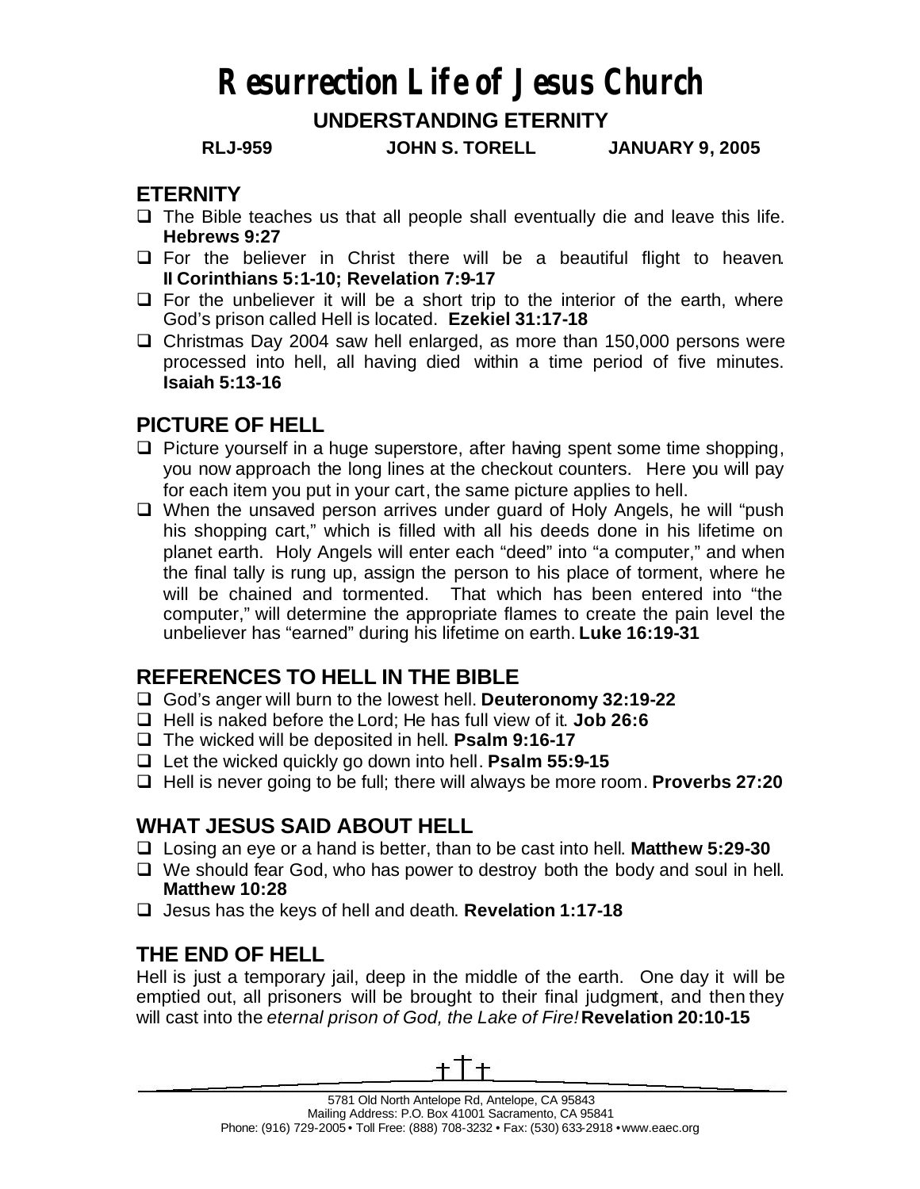# Resurrection Life of Jesus Church

## UNDERSTANDING ETERNITY

**RLJ-959 JOHN S. TORELL JANUARY 9, 2005**

## ETERNITY

- The Bible teaches us that all people shall eventually die and leave this life. **Hebrews 9:27**
- For the believer in Christ there will be a beautiful flight to heaven. **II Corinthians 5:1-10; Revelation 7:9-17**
- For the unbeliever it will be a short trip to the interior of the earth, where God's prison called Hell is located. **Ezekiel 31:17-18**
- Christmas Day 2004 saw hell enlarged, as more than 150,000 persons were processed into hell, all having died within a time period of five minutes. **Isaiah 5:13-16**

## PICTURE OF HELL

- Picture yourself in a huge superstore, after having spent some time shopping, you now approach the long lines at the checkout counters. Here you will pay for each item you put in your cart, the same picture applies to hell.
- When the unsaved person arrives under guard of Holy Angels, he will "push his shopping cart," which is filled with all his deeds done in his lifetime on planet earth. Holy Angels will enter each "deed" into "a computer," and when the final tally is rung up, assign the person to his place of torment, where he will be chained and tormented. That which has been entered into "the computer," will determine the appropriate flames to create the pain level the unbeliever has "earned" during his lifetime on earth. **Luke 16:19-31**

## REFERENCES TO HELL IN THE BIBLE

- God's anger will burn to the lowest hell. **Deuteronomy 32:19-22**
- Hell is naked before the Lord; He has full view of it. **Job 26:6**
- The wicked will be deposited in hell. **Psalm 9:16-17**
- Let the wicked quickly go down into hell. **Psalm 55:9-15**
- Hell is never going to be full; there will always be more room. **Proverbs 27:20**

## WHAT JESUS SAID ABOUT HELL

- Losing an eye or a hand is better, than to be cast into hell. **Matthew 5:29-30**
- We should fear God, who has power to destroy both the body and soul in hell. **Matthew 10:28**
- Jesus has the keys of hell and death. **Revelation 1:17-18**

## THE END OF HELL

Hell is just a temporary jail, deep in the middle of the earth. One day it will be emptied out, all prisoners will be brought to their final judgment, and then they will cast into the *eternal prison of God, the Lake of Fire!* **Revelation 20:10-15**

5781 Old North Antelope Rd, Antelope, CA 95843
Mailing Address: P.O. Box 41001 Sacramento, CA 95841
Phone: (916) 729-2005 • Toll Free: (888) 708-3232 • Fax: (530) 633-2918 • www.eaec.org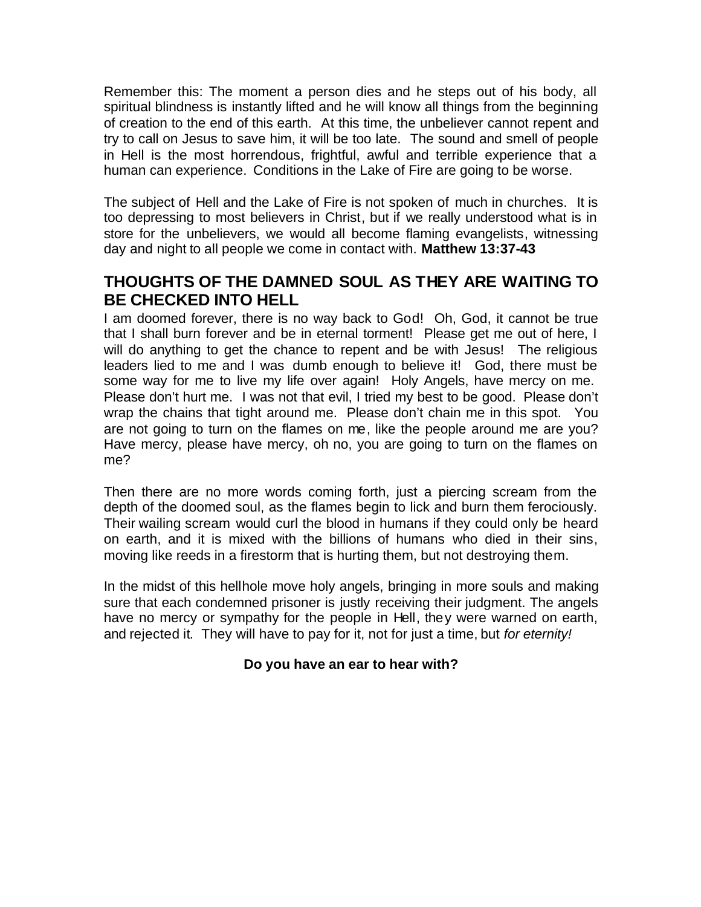Remember this: The moment a person dies and he steps out of his body, all spiritual blindness is instantly lifted and he will know all things from the beginning of creation to the end of this earth. At this time, the unbeliever cannot repent and try to call on Jesus to save him, it will be too late. The sound and smell of people in Hell is the most horrendous, frightful, awful and terrible experience that a human can experience. Conditions in the Lake of Fire are going to be worse.

The subject of Hell and the Lake of Fire is not spoken of much in churches. It is too depressing to most believers in Christ, but if we really understood what is in store for the unbelievers, we would all become flaming evangelists, witnessing day and night to all people we come in contact with. **Matthew 13:37-43**

## THOUGHTS OF THE DAMNED SOUL AS THEY ARE WAITING TO BE CHECKED INTO HELL

I am doomed forever, there is no way back to God! Oh, God, it cannot be true that I shall burn forever and be in eternal torment! Please get me out of here, I will do anything to get the chance to repent and be with Jesus! The religious leaders lied to me and I was dumb enough to believe it! God, there must be some way for me to live my life over again! Holy Angels, have mercy on me. Please don't hurt me. I was not that evil, I tried my best to be good. Please don't wrap the chains that tight around me. Please don't chain me in this spot. You are not going to turn on the flames on me, like the people around me are you? Have mercy, please have mercy, oh no, you are going to turn on the flames on me?

Then there are no more words coming forth, just a piercing scream from the depth of the doomed soul, as the flames begin to lick and burn them ferociously. Their wailing scream would curl the blood in humans if they could only be heard on earth, and it is mixed with the billions of humans who died in their sins, moving like reeds in a firestorm that is hurting them, but not destroying them.

In the midst of this hellhole move holy angels, bringing in more souls and making sure that each condemned prisoner is justly receiving their judgment. The angels have no mercy or sympathy for the people in Hell, they were warned on earth, and rejected it. They will have to pay for it, not for just a time, but *for eternity!*

**Do you have an ear to hear with?**